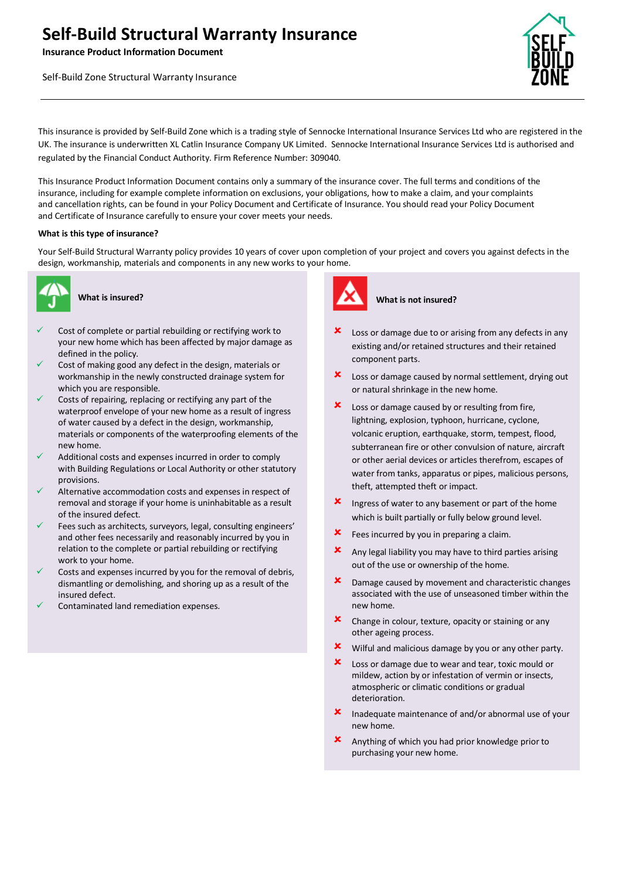# Self-Build Structural Warranty Insurance

**Insurance Product Information Document**

Self-Build Zone Structural Warranty Insurance

This insurance is provided by Self-Build Zone which is a trading style of Sennocke International Insurance Services Ltd who are registered in the UK. The insurance is underwritten XL Catlin Insurance Company UK Limited. Sennocke International Insurance Services Ltd is authorised and regulated by the Financial Conduct Authority. Firm Reference Number: 309040.

This Insurance Product Information Document contains only a summary of the insurance cover. The full terms and conditions of the insurance, including for example complete information on exclusions, your obligations, how to make a claim, and your complaints and cancellation rights, can be found in your Policy Document and Certificate of Insurance. You should read your Policy Document and Certificate of Insurance carefully to ensure your cover meets your needs.

**What is this type of insurance?**

Your Self-Build Structural Warranty policy provides 10 years of cover upon completion of your project and covers you against defects in the design, workmanship, materials and components in any new works to your home.

### What is insured?

- ✓ Cost of complete or partial rebuilding or rectifying work to your new home which has been affected by major damage as defined in the policy.
- ✓ Cost of making good any defect in the design, materials or workmanship in the newly constructed drainage system for which you are responsible.
- ✓ Costs of repairing, replacing or rectifying any part of the waterproof envelope of your new home as a result of ingress of water caused by a defect in the design, workmanship, materials or components of the waterproofing elements of the new home.
- ✓ Additional costs and expenses incurred in order to comply with Building Regulations or Local Authority or other statutory provisions.
- ✓ Alternative accommodation costs and expenses in respect of removal and storage if your home is uninhabitable as a result of the insured defect.
- ✓ Fees such as architects, surveyors, legal, consulting engineers' and other fees necessarily and reasonably incurred by you in relation to the complete or partial rebuilding or rectifying work to your home.
- ✓ Costs and expenses incurred by you for the removal of debris, dismantling or demolishing, and shoring up as a result of the insured defect.
- ✓ Contaminated land remediation expenses.

### What is not insured?

- ✘ Loss or damage due to or arising from any defects in any existing and/or retained structures and their retained component parts.
- ✘ Loss or damage caused by normal settlement, drying out or natural shrinkage in the new home.
- ✘ Loss or damage caused by or resulting from fire, lightning, explosion, typhoon, hurricane, cyclone, volcanic eruption, earthquake, storm, tempest, flood, subterranean fire or other convulsion of nature, aircraft or other aerial devices or articles therefrom, escapes of water from tanks, apparatus or pipes, malicious persons, theft, attempted theft or impact.
- ✘ Ingress of water to any basement or part of the home which is built partially or fully below ground level.
- ✘ Fees incurred by you in preparing a claim.
- ✘ Any legal liability you may have to third parties arising out of the use or ownership of the home.
- ✘ Damage caused by movement and characteristic changes associated with the use of unseasoned timber within the new home.
- ✘ Change in colour, texture, opacity or staining or any other ageing process.
- ✘ Wilful and malicious damage by you or any other party.
- ✘ Loss or damage due to wear and tear, toxic mould or mildew, action by or infestation of vermin or insects, atmospheric or climatic conditions or gradual deterioration.
- ✘ Inadequate maintenance of and/or abnormal use of your new home.
- ✘ Anything of which you had prior knowledge prior to purchasing your new home.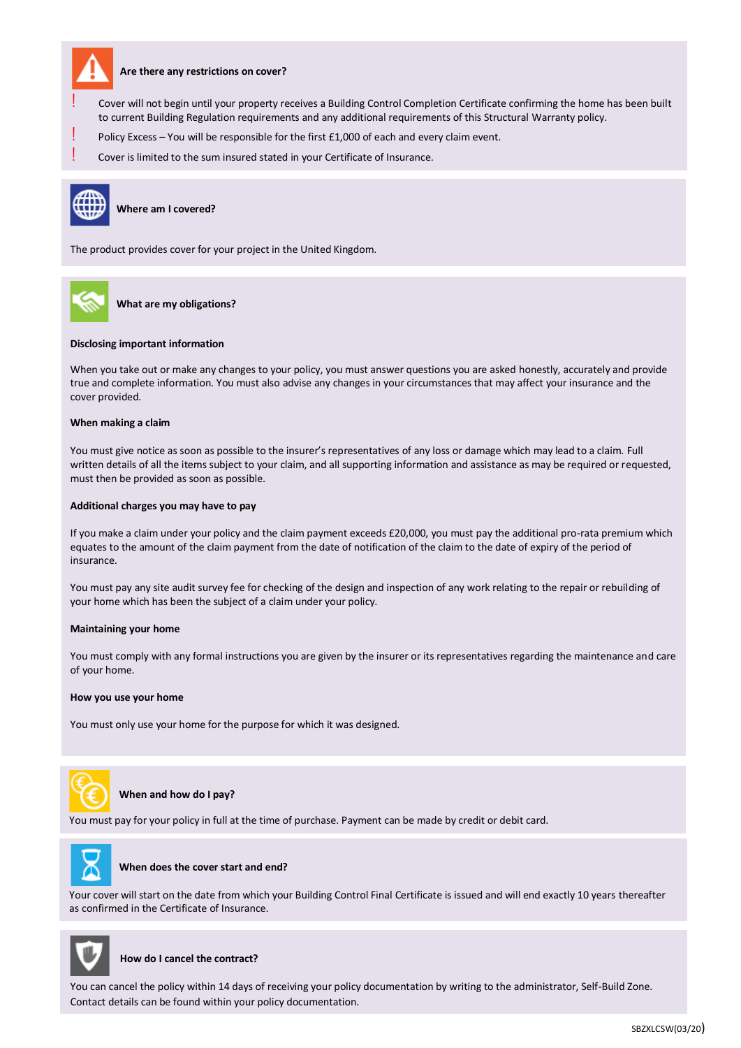## Are there any restrictions on cover?

- ! Cover will not begin until your property receives a Building Control Completion Certificate confirming the home has been built to current Building Regulation requirements and any additional requirements of this Structural Warranty policy.
- ! Policy Excess – You will be responsible for the first £1,000 of each and every claim event.
- ! Cover is limited to the sum insured stated in your Certificate of Insurance.

## Where am I covered?

The product provides cover for your project in the United Kingdom.

## What are my obligations?

**Disclosing important information**

When you take out or make any changes to your policy, you must answer questions you are asked honestly, accurately and provide true and complete information. You must also advise any changes in your circumstances that may affect your insurance and the cover provided.

**When making a claim**

You must give notice as soon as possible to the insurer's representatives of any loss or damage which may lead to a claim. Full written details of all the items subject to your claim, and all supporting information and assistance as may be required or requested, must then be provided as soon as possible.

**Additional charges you may have to pay**

If you make a claim under your policy and the claim payment exceeds £20,000, you must pay the additional pro-rata premium which equates to the amount of the claim payment from the date of notification of the claim to the date of expiry of the period of insurance.

You must pay any site audit survey fee for checking of the design and inspection of any work relating to the repair or rebuilding of your home which has been the subject of a claim under your policy.

**Maintaining your home**

You must comply with any formal instructions you are given by the insurer or its representatives regarding the maintenance and care of your home.

**How you use your home**

You must only use your home for the purpose for which it was designed.

## When and how do I pay?

You must pay for your policy in full at the time of purchase. Payment can be made by credit or debit card.

## When does the cover start and end?

Your cover will start on the date from which your Building Control Final Certificate is issued and will end exactly 10 years thereafter as confirmed in the Certificate of Insurance.

## How do I cancel the contract?

You can cancel the policy within 14 days of receiving your policy documentation by writing to the administrator, Self-Build Zone. Contact details can be found within your policy documentation.

SBZXLCSW(03/20)